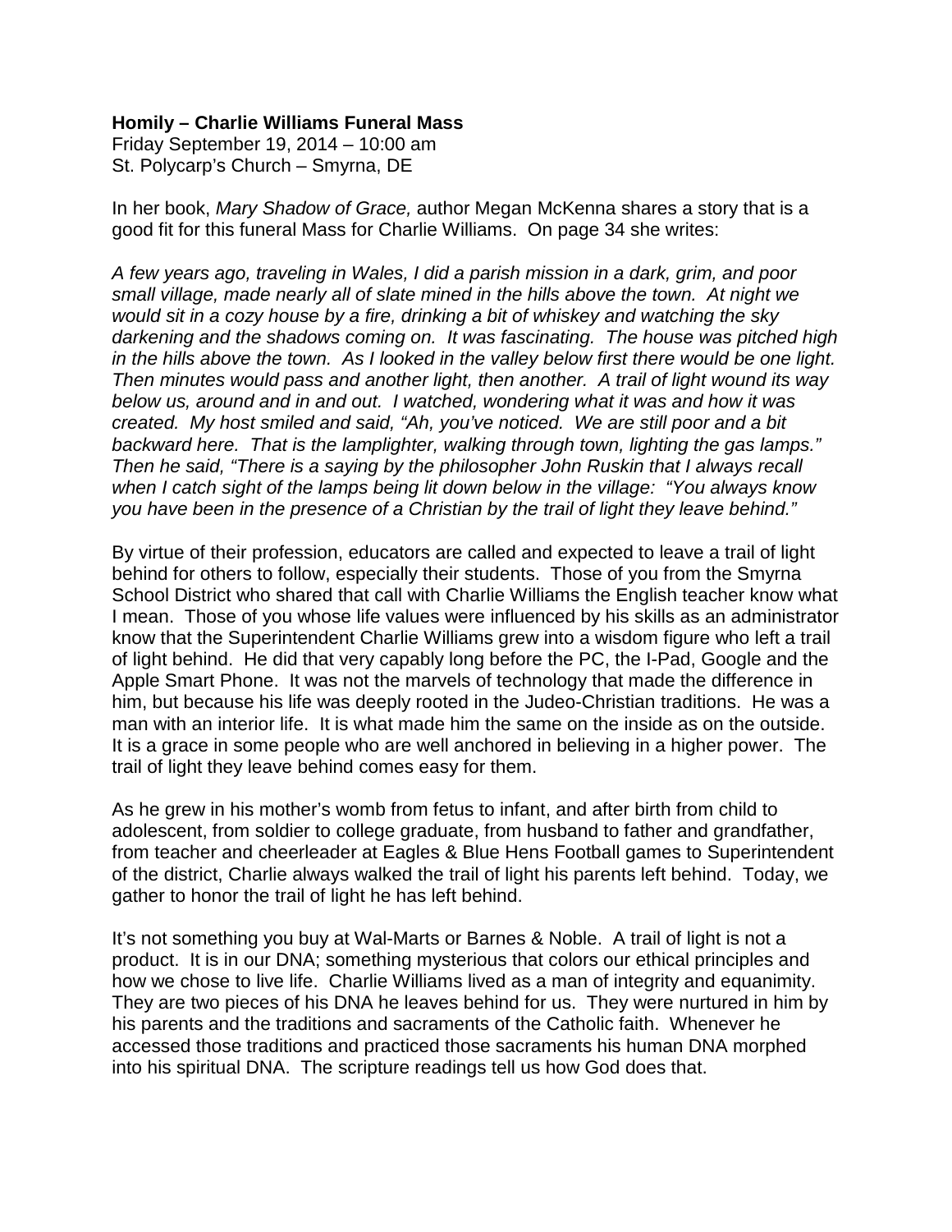**Homily – Charlie Williams Funeral Mass**
Friday September 19, 2014 – 10:00 am
St. Polycarp's Church – Smyrna, DE

In her book, *Mary Shadow of Grace,* author Megan McKenna shares a story that is a good fit for this funeral Mass for Charlie Williams. On page 34 she writes:

*A few years ago, traveling in Wales, I did a parish mission in a dark, grim, and poor small village, made nearly all of slate mined in the hills above the town. At night we would sit in a cozy house by a fire, drinking a bit of whiskey and watching the sky darkening and the shadows coming on. It was fascinating. The house was pitched high in the hills above the town. As I looked in the valley below first there would be one light. Then minutes would pass and another light, then another. A trail of light wound its way below us, around and in and out. I watched, wondering what it was and how it was created. My host smiled and said, "Ah, you've noticed. We are still poor and a bit backward here. That is the lamplighter, walking through town, lighting the gas lamps." Then he said, "There is a saying by the philosopher John Ruskin that I always recall when I catch sight of the lamps being lit down below in the village: "You always know you have been in the presence of a Christian by the trail of light they leave behind."*

By virtue of their profession, educators are called and expected to leave a trail of light behind for others to follow, especially their students. Those of you from the Smyrna School District who shared that call with Charlie Williams the English teacher know what I mean. Those of you whose life values were influenced by his skills as an administrator know that the Superintendent Charlie Williams grew into a wisdom figure who left a trail of light behind. He did that very capably long before the PC, the I-Pad, Google and the Apple Smart Phone. It was not the marvels of technology that made the difference in him, but because his life was deeply rooted in the Judeo-Christian traditions. He was a man with an interior life. It is what made him the same on the inside as on the outside. It is a grace in some people who are well anchored in believing in a higher power. The trail of light they leave behind comes easy for them.

As he grew in his mother's womb from fetus to infant, and after birth from child to adolescent, from soldier to college graduate, from husband to father and grandfather, from teacher and cheerleader at Eagles & Blue Hens Football games to Superintendent of the district, Charlie always walked the trail of light his parents left behind. Today, we gather to honor the trail of light he has left behind.

It's not something you buy at Wal-Marts or Barnes & Noble. A trail of light is not a product. It is in our DNA; something mysterious that colors our ethical principles and how we chose to live life. Charlie Williams lived as a man of integrity and equanimity. They are two pieces of his DNA he leaves behind for us. They were nurtured in him by his parents and the traditions and sacraments of the Catholic faith. Whenever he accessed those traditions and practiced those sacraments his human DNA morphed into his spiritual DNA. The scripture readings tell us how God does that.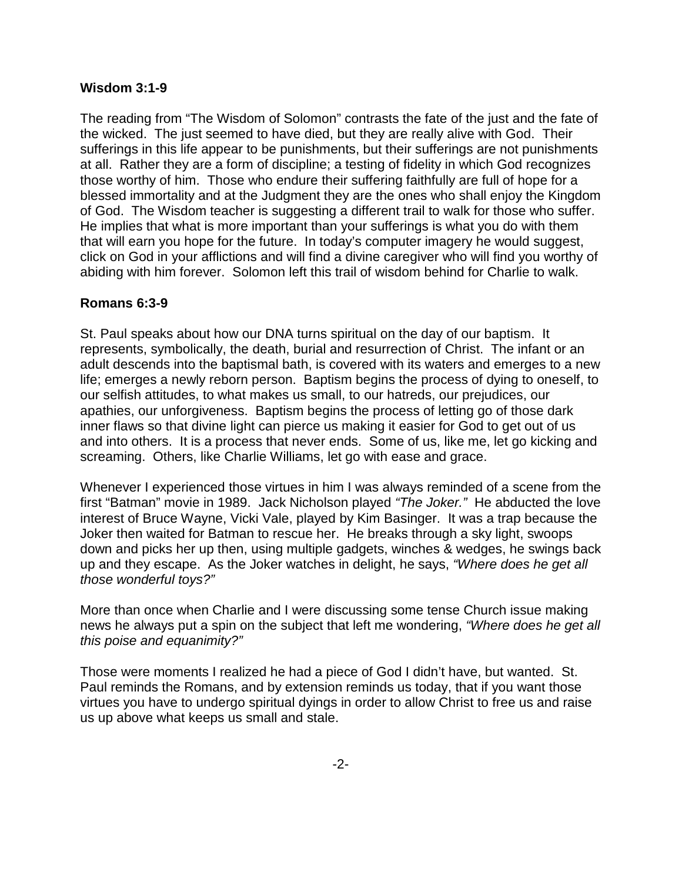**Wisdom 3:1-9**

The reading from "The Wisdom of Solomon" contrasts the fate of the just and the fate of the wicked. The just seemed to have died, but they are really alive with God. Their sufferings in this life appear to be punishments, but their sufferings are not punishments at all. Rather they are a form of discipline; a testing of fidelity in which God recognizes those worthy of him. Those who endure their suffering faithfully are full of hope for a blessed immortality and at the Judgment they are the ones who shall enjoy the Kingdom of God. The Wisdom teacher is suggesting a different trail to walk for those who suffer. He implies that what is more important than your sufferings is what you do with them that will earn you hope for the future. In today's computer imagery he would suggest, click on God in your afflictions and will find a divine caregiver who will find you worthy of abiding with him forever. Solomon left this trail of wisdom behind for Charlie to walk.

**Romans 6:3-9**

St. Paul speaks about how our DNA turns spiritual on the day of our baptism. It represents, symbolically, the death, burial and resurrection of Christ. The infant or an adult descends into the baptismal bath, is covered with its waters and emerges to a new life; emerges a newly reborn person. Baptism begins the process of dying to oneself, to our selfish attitudes, to what makes us small, to our hatreds, our prejudices, our apathies, our unforgiveness. Baptism begins the process of letting go of those dark inner flaws so that divine light can pierce us making it easier for God to get out of us and into others. It is a process that never ends. Some of us, like me, let go kicking and screaming. Others, like Charlie Williams, let go with ease and grace.

Whenever I experienced those virtues in him I was always reminded of a scene from the first "Batman" movie in 1989. Jack Nicholson played *"The Joker."* He abducted the love interest of Bruce Wayne, Vicki Vale, played by Kim Basinger. It was a trap because the Joker then waited for Batman to rescue her. He breaks through a sky light, swoops down and picks her up then, using multiple gadgets, winches & wedges, he swings back up and they escape. As the Joker watches in delight, he says, *"Where does he get all those wonderful toys?"*

More than once when Charlie and I were discussing some tense Church issue making news he always put a spin on the subject that left me wondering, *"Where does he get all this poise and equanimity?"*

Those were moments I realized he had a piece of God I didn't have, but wanted. St. Paul reminds the Romans, and by extension reminds us today, that if you want those virtues you have to undergo spiritual dyings in order to allow Christ to free us and raise us up above what keeps us small and stale.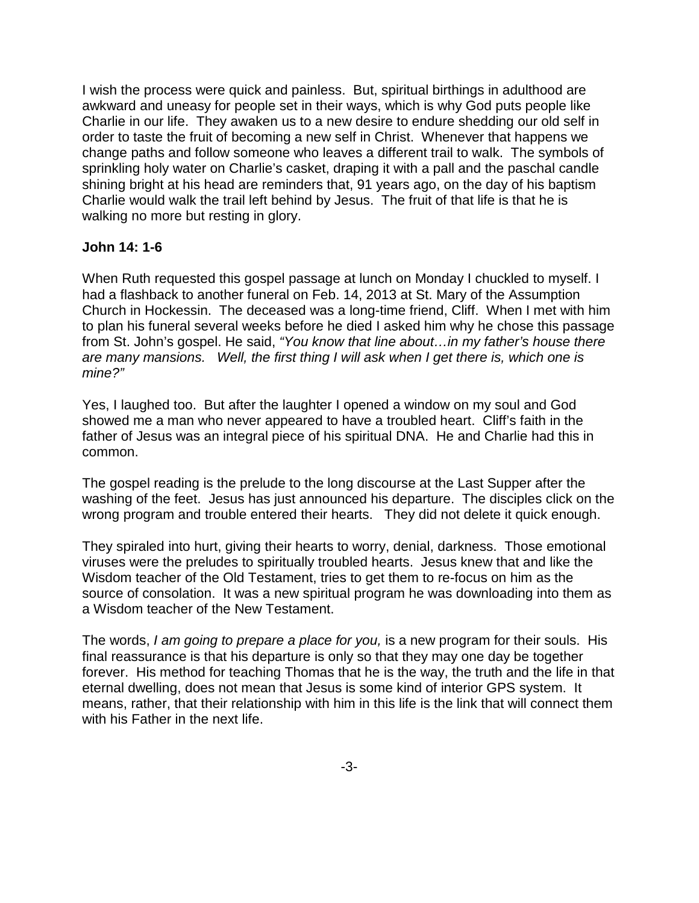I wish the process were quick and painless. But, spiritual birthings in adulthood are awkward and uneasy for people set in their ways, which is why God puts people like Charlie in our life. They awaken us to a new desire to endure shedding our old self in order to taste the fruit of becoming a new self in Christ. Whenever that happens we change paths and follow someone who leaves a different trail to walk. The symbols of sprinkling holy water on Charlie's casket, draping it with a pall and the paschal candle shining bright at his head are reminders that, 91 years ago, on the day of his baptism Charlie would walk the trail left behind by Jesus. The fruit of that life is that he is walking no more but resting in glory.

**John 14: 1-6**

When Ruth requested this gospel passage at lunch on Monday I chuckled to myself. I had a flashback to another funeral on Feb. 14, 2013 at St. Mary of the Assumption Church in Hockessin. The deceased was a long-time friend, Cliff. When I met with him to plan his funeral several weeks before he died I asked him why he chose this passage from St. John's gospel. He said, *"You know that line about…in my father's house there are many mansions. Well, the first thing I will ask when I get there is, which one is mine?"*

Yes, I laughed too. But after the laughter I opened a window on my soul and God showed me a man who never appeared to have a troubled heart. Cliff's faith in the father of Jesus was an integral piece of his spiritual DNA. He and Charlie had this in common.

The gospel reading is the prelude to the long discourse at the Last Supper after the washing of the feet. Jesus has just announced his departure. The disciples click on the wrong program and trouble entered their hearts. They did not delete it quick enough.

They spiraled into hurt, giving their hearts to worry, denial, darkness. Those emotional viruses were the preludes to spiritually troubled hearts. Jesus knew that and like the Wisdom teacher of the Old Testament, tries to get them to re-focus on him as the source of consolation. It was a new spiritual program he was downloading into them as a Wisdom teacher of the New Testament.

The words, *I am going to prepare a place for you,* is a new program for their souls. His final reassurance is that his departure is only so that they may one day be together forever. His method for teaching Thomas that he is the way, the truth and the life in that eternal dwelling, does not mean that Jesus is some kind of interior GPS system. It means, rather, that their relationship with him in this life is the link that will connect them with his Father in the next life.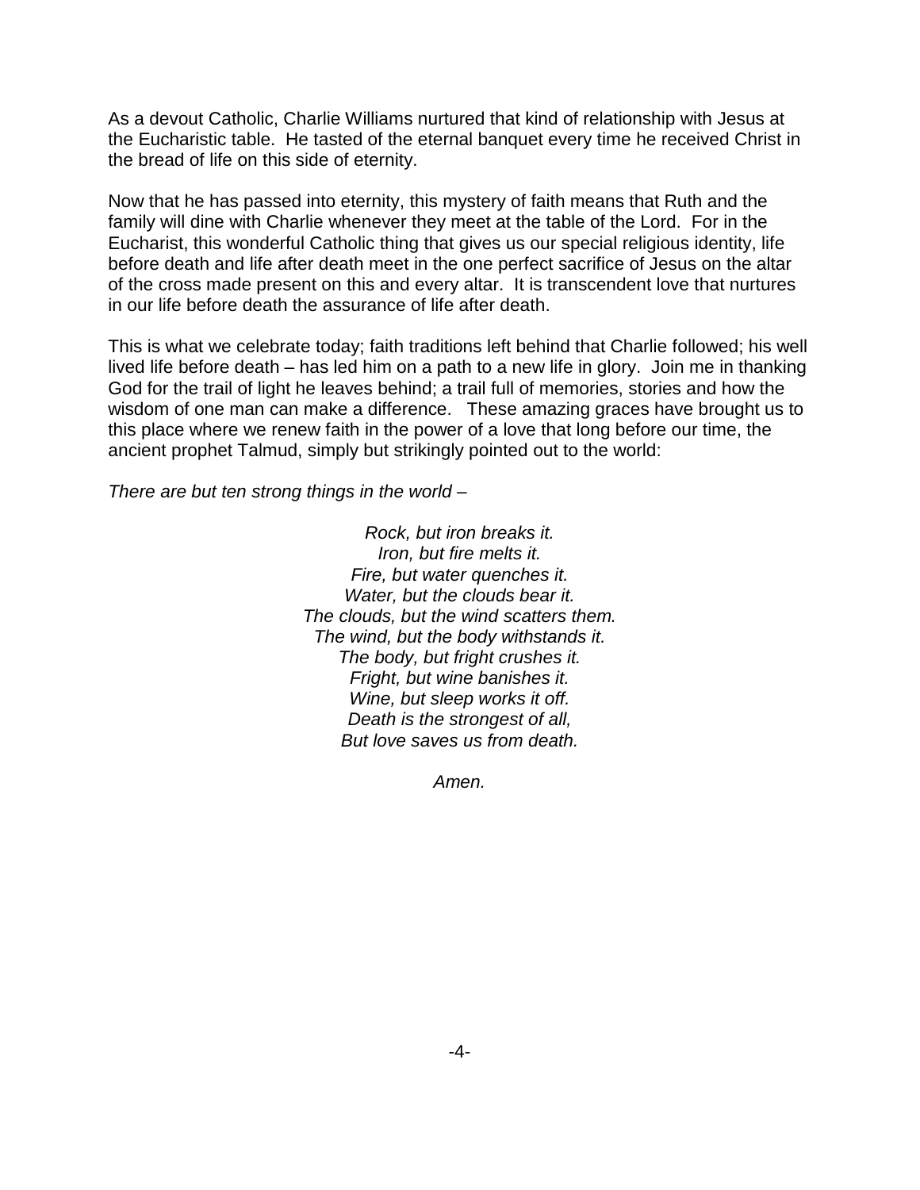As a devout Catholic, Charlie Williams nurtured that kind of relationship with Jesus at the Eucharistic table. He tasted of the eternal banquet every time he received Christ in the bread of life on this side of eternity.

Now that he has passed into eternity, this mystery of faith means that Ruth and the family will dine with Charlie whenever they meet at the table of the Lord. For in the Eucharist, this wonderful Catholic thing that gives us our special religious identity, life before death and life after death meet in the one perfect sacrifice of Jesus on the altar of the cross made present on this and every altar. It is transcendent love that nurtures in our life before death the assurance of life after death.

This is what we celebrate today; faith traditions left behind that Charlie followed; his well lived life before death – has led him on a path to a new life in glory. Join me in thanking God for the trail of light he leaves behind; a trail full of memories, stories and how the wisdom of one man can make a difference. These amazing graces have brought us to this place where we renew faith in the power of a love that long before our time, the ancient prophet Talmud, simply but strikingly pointed out to the world:

*There are but ten strong things in the world –*

*Rock, but iron breaks it.*
*Iron, but fire melts it.*
*Fire, but water quenches it.*
*Water, but the clouds bear it.*
*The clouds, but the wind scatters them.*
*The wind, but the body withstands it.*
*The body, but fright crushes it.*
*Fright, but wine banishes it.*
*Wine, but sleep works it off.*
*Death is the strongest of all,*
*But love saves us from death.*

*Amen.*